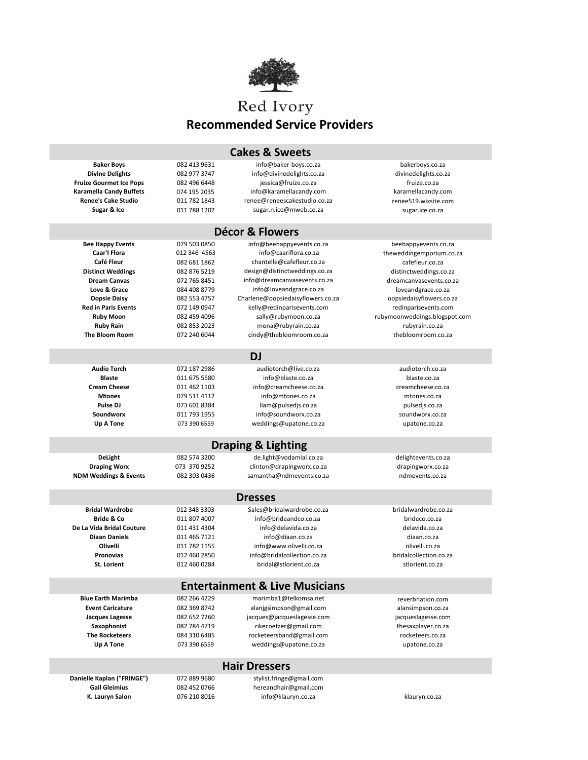# Red Ivory

## Recommended Service Providers

### Cakes & Sweets

| | | | |
|---|---|---|---|
| **Baker Boys** | 082 413 9631 | info@baker-boys.co.za | bakerboys.co.za |
| **Divine Delights** | 082 977 3747 | info@divinedelights.co.za | divinedelights.co.za |
| **Fruize Gourmet Ice Pops** | 082 496 6448 | jessica@fruize.co.za | fruize.co.za |
| **Karamella Candy Buffets** | 074 195 2035 | info@karamellacandy.com | karamellacandy.com |
| **Renee's Cake Studio** | 011 782 1843 | renee@reneescakestudio.co.za | renee519.wixsite.com |
| **Sugar & Ice** | 011 788 1202 | sugar.n.ice@mweb.co.za | sugar.ice.co.za |

### Décor & Flowers

| | | | |
|---|---|---|---|
| **Bee Happy Events** | 079 503 0850 | info@beehappyevents.co.za | beehappyevents.co.za |
| **Caar'l Flora** | 012 346 4563 | info@caariflora.co.za | theweddingemporium.co.za |
| **Café Fleur** | 082 681 1862 | chantelle@cafefleur.co.za | cafefleur.co.za |
| **Distinct Weddings** | 082 876 5219 | design@distinctweddings.co.za | distinctweddings.co.za |
| **Dream Canvas** | 072 765 8451 | info@dreamcanvasevents.co.za | dreamcanvasevents.co.za |
| **Love & Grace** | 084 408 8779 | info@loveandgrace.co.za | loveandgrace.co.za |
| **Oopsie Daisy** | 082 553 4757 | Charlene@oopsiedaisyflowers.co.za | oopsiedaisyflowers.co.za |
| **Red in Paris Events** | 072 149 0947 | kelly@redinparisevents.com | redinparisevents.com |
| **Ruby Moon** | 082 459 4096 | sally@rubymoon.co.za | rubymoonweddings.blogspot.com |
| **Ruby Rain** | 082 853 2023 | mona@rubyrain.co.za | rubyrain.co.za |
| **The Bloom Room** | 072 240 6044 | cindy@thebloomroom.co.za | thebloomroom.co.za |

### DJ

| | | | |
|---|---|---|---|
| **Audio Torch** | 072 187 2986 | audiotorch@live.co.za | audiotorch.co.za |
| **Blaste** | 011 675 5580 | info@blaste.co.za | blaste.co.za |
| **Cream Cheese** | 011 462 1103 | info@creamcheese.co.za | creamcheese.co.za |
| **Mtones** | 079 511 4112 | info@mtones.co.za | mtones.co.za |
| **Pulse DJ** | 073 601 8384 | liam@pulsedjs.co.za | pulsedjs.co.za |
| **Soundworx** | 011 793 1955 | info@soundworx.co.za | soundworx.co.za |
| **Up A Tone** | 073 390 6559 | weddings@upatone.co.za | upatone.co.za |

### Draping & Lighting

| | | | |
|---|---|---|---|
| **DeLight** | 082 574 3200 | de.light@vodamial.co.za | delightevents.co.za |
| **Draping Worx** | 073 370 9252 | clinton@drapingworx.co.za | drapingworx.co.za |
| **NDM Weddings & Events** | 082 303 0436 | samantha@ndmevents.co.za | ndmevents.co.za |

### Dresses

| | | | |
|---|---|---|---|
| **Bridal Wardrobe** | 012 348 3303 | Sales@bridalwardrobe.co.za | bridalwardrobe.co.za |
| **Bride & Co** | 011 807 4007 | info@brideandco.co.za | brideco.co.za |
| **De La Vida Bridal Couture** | 011 431 4304 | info@delavida.co.za | delavida.co.za |
| **Diaan Daniels** | 011 465 7121 | info@diaan.co.za | diaan.co.za |
| **Olivelli** | 011 782 1155 | info@www.olivelli.co.za | olivelli.co.za |
| **Pronovias** | 012 460 2850 | info@bridalcollection.co.za | bridalcollection.co.za |
| **St. Lorient** | 012 460 0284 | bridal@stlorient.co.za | stlorient.co.za |

### Entertainment & Live Musicians

| | | | |
|---|---|---|---|
| **Blue Earth Marimba** | 082 266 4229 | marimba1@telkomsa.net | reverbnation.com |
| **Event Caricature** | 082 369 8742 | alanjgsimpson@gmail.com | alansimpson.co.za |
| **Jacques Lagesse** | 082 652 7260 | jacques@jacqueslagesse.com | jacqueslagesse.com |
| **Saxophonist** | 082 784 4719 | rikecoetzer@gmail.com | thesaxplayer.co.za |
| **The Rocketeers** | 084 310 6485 | rocketeersband@gmail.com | rocketeers.co.za |
| **Up A Tone** | 073 390 6559 | weddings@upatone.co.za | upatone.co.za |

### Hair Dressers

| | | | |
|---|---|---|---|
| **Danielle Kaplan ("FRINGE")** | 072 889 9680 | stylist.fringe@gmail.com | |
| **Gail Gleimius** | 082 452 0766 | hereandhair@gmail.com | |
| **K. Lauryn Salon** | 076 210 8016 | info@klauryn.co.za | klauryn.co.za |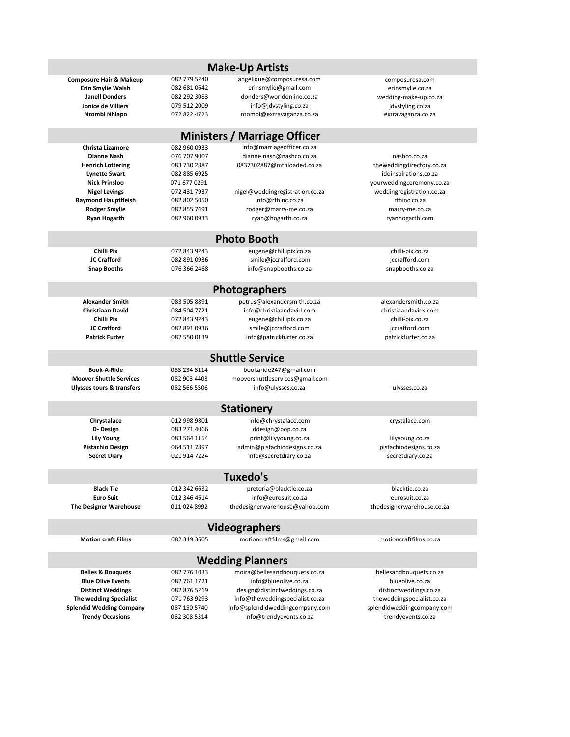## Make-Up Artists

| | | | |
|---|---|---|---|
| **Composure Hair & Makeup** | 082 779 5240 | angelique@composuresa.com | composuresa.com |
| **Erin Smylie Walsh** | 082 681 0642 | erinsmylie@gmail.com | erinsmylie.co.za |
| **Janell Donders** | 082 292 3083 | donders@worldonline.co.za | wedding-make-up.co.za |
| **Jonice de Villiers** | 079 512 2009 | info@jdvstyling.co.za | jdvstyling.co.za |
| **Ntombi Nhlapo** | 072 822 4723 | ntombi@extravaganza.co.za | extravaganza.co.za |

## Ministers / Marriage Officer

| | | | |
|---|---|---|---|
| **Christa Lizamore** | 082 960 0933 | info@marriageofficer.co.za | |
| **Dianne Nash** | 076 707 9007 | dianne.nash@nashco.co.za | nashco.co.za |
| **Henrich Lottering** | 083 730 2887 | 0837302887@mtnloaded.co.za | theweddingdirectory.co.za |
| **Lynette Swart** | 082 885 6925 | | idoinspirations.co.za |
| **Nick Prinsloo** | 071 677 0291 | | yourweddingceremony.co.za |
| **Nigel Levings** | 072 431 7937 | nigel@weddingregistration.co.za | weddingregistration.co.za |
| **Raymond Hauptfleish** | 082 802 5050 | info@rfhinc.co.za | rfhinc.co.za |
| **Rodger Smylie** | 082 855 7491 | rodger@marry-me.co.za | marry-me.co.za |
| **Ryan Hogarth** | 082 960 0933 | ryan@hogarth.co.za | ryanhogarth.com |

## Photo Booth

| | | | |
|---|---|---|---|
| **Chilli Pix** | 072 843 9243 | eugene@chillipix.co.za | chilli-pix.co.za |
| **JC Crafford** | 082 891 0936 | smile@jccrafford.com | jccrafford.com |
| **Snap Booths** | 076 366 2468 | info@snapbooths.co.za | snapbooths.co.za |

## Photographers

| | | | |
|---|---|---|---|
| **Alexander Smith** | 083 505 8891 | petrus@alexandersmith.co.za | alexandersmith.co.za |
| **Christiaan David** | 084 504 7721 | info@christiaandavid.com | christiaandavids.com |
| **Chilli Pix** | 072 843 9243 | eugene@chillipix.co.za | chilli-pix.co.za |
| **JC Crafford** | 082 891 0936 | smile@jccrafford.com | jccrafford.com |
| **Patrick Furter** | 082 550 0139 | info@patrickfurter.co.za | patrickfurter.co.za |

## Shuttle Service

| | | | |
|---|---|---|---|
| **Book-A-Ride** | 083 234 8114 | bookaride247@gmail.com | |
| **Moover Shuttle Services** | 082 903 4403 | moovershuttleservices@gmail.com | |
| **Ulysses tours & transfers** | 082 566 5506 | info@ulysses.co.za | ulysses.co.za |

## Stationery

| | | | |
|---|---|---|---|
| **Chrystalace** | 012 998 9801 | info@chrystalace.com | crystalace.com |
| **D- Design** | 083 271 4066 | ddesign@pop.co.za | |
| **Lily Young** | 083 564 1154 | print@lilyyoung.co.za | lilyyoung.co.za |
| **Pistachio Design** | 064 511 7897 | admin@pistachiodesigns.co.za | pistachiodesigns.co.za |
| **Secret Diary** | 021 914 7224 | info@secretdiary.co.za | secretdiary.co.za |

## Tuxedo's

| | | | |
|---|---|---|---|
| **Black Tie** | 012 342 6632 | pretoria@blacktie.co.za | blacktie.co.za |
| **Euro Suit** | 012 346 4614 | info@eurosuit.co.za | eurosuit.co.za |
| **The Designer Warehouse** | 011 024 8992 | thedesignerwarehouse@yahoo.com | thedesignerwarehouse.co.za |

## Videographers

| | | | |
|---|---|---|---|
| **Motion craft Films** | 082 319 3605 | motioncraftfilms@gmail.com | motioncraftfilms.co.za |

## Wedding Planners

| | | | |
|---|---|---|---|
| **Belles & Bouquets** | 082 776 1033 | moira@bellesandbouquets.co.za | bellesandbouquets.co.za |
| **Blue Olive Events** | 082 761 1721 | info@blueolive.co.za | blueolive.co.za |
| **Distinct Weddings** | 082 876 5219 | design@distinctweddings.co.za | distinctweddings.co.za |
| **The wedding Specialist** | 071 763 9293 | info@theweddingspecialist.co.za | theweddingspecialist.co.za |
| **Splendid Wedding Company** | 087 150 5740 | info@splendidweddingcompany.com | splendidweddingcompany.com |
| **Trendy Occasions** | 082 308 5314 | info@trendyevents.co.za | trendyevents.co.za |